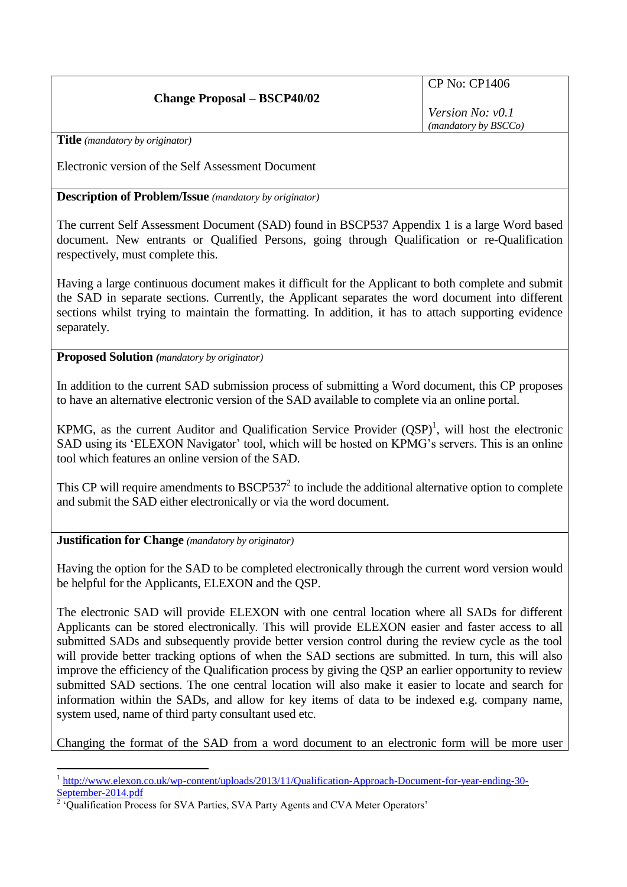| **Change Proposal – BSCP40/02** | CP No: CP1406<br><br>*Version No: v0.1*<br>*(mandatory by BSCCo)* |
|---|---|

**Title** *(mandatory by originator)*

Electronic version of the Self Assessment Document

**Description of Problem/Issue** *(mandatory by originator)*

The current Self Assessment Document (SAD) found in BSCP537 Appendix 1 is a large Word based document. New entrants or Qualified Persons, going through Qualification or re-Qualification respectively, must complete this.

Having a large continuous document makes it difficult for the Applicant to both complete and submit the SAD in separate sections. Currently, the Applicant separates the word document into different sections whilst trying to maintain the formatting. In addition, it has to attach supporting evidence separately.

**Proposed Solution** *(mandatory by originator)*

In addition to the current SAD submission process of submitting a Word document, this CP proposes to have an alternative electronic version of the SAD available to complete via an online portal.

KPMG, as the current Auditor and Qualification Service Provider (QSP)[1], will host the electronic SAD using its 'ELEXON Navigator' tool, which will be hosted on KPMG's servers. This is an online tool which features an online version of the SAD.

This CP will require amendments to BSCP537[2] to include the additional alternative option to complete and submit the SAD either electronically or via the word document.

**Justification for Change** *(mandatory by originator)*

Having the option for the SAD to be completed electronically through the current word version would be helpful for the Applicants, ELEXON and the QSP.

The electronic SAD will provide ELEXON with one central location where all SADs for different Applicants can be stored electronically. This will provide ELEXON easier and faster access to all submitted SADs and subsequently provide better version control during the review cycle as the tool will provide better tracking options of when the SAD sections are submitted. In turn, this will also improve the efficiency of the Qualification process by giving the QSP an earlier opportunity to review submitted SAD sections. The one central location will also make it easier to locate and search for information within the SADs, and allow for key items of data to be indexed e.g. company name, system used, name of third party consultant used etc.

Changing the format of the SAD from a word document to an electronic form will be more user

---

[1] http://www.elexon.co.uk/wp-content/uploads/2013/11/Qualification-Approach-Document-for-year-ending-30-September-2014.pdf

[2] 'Qualification Process for SVA Parties, SVA Party Agents and CVA Meter Operators'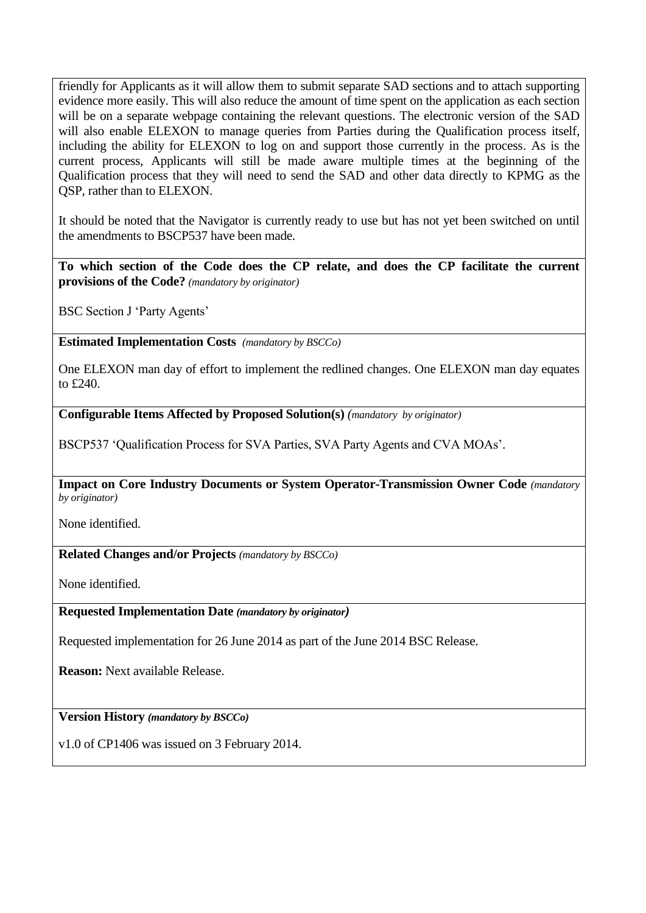friendly for Applicants as it will allow them to submit separate SAD sections and to attach supporting evidence more easily. This will also reduce the amount of time spent on the application as each section will be on a separate webpage containing the relevant questions. The electronic version of the SAD will also enable ELEXON to manage queries from Parties during the Qualification process itself, including the ability for ELEXON to log on and support those currently in the process. As is the current process, Applicants will still be made aware multiple times at the beginning of the Qualification process that they will need to send the SAD and other data directly to KPMG as the QSP, rather than to ELEXON.

It should be noted that the Navigator is currently ready to use but has not yet been switched on until the amendments to BSCP537 have been made.

**To which section of the Code does the CP relate, and does the CP facilitate the current provisions of the Code?** *(mandatory by originator)*

BSC Section J 'Party Agents'

**Estimated Implementation Costs** *(mandatory by BSCCo)*

One ELEXON man day of effort to implement the redlined changes. One ELEXON man day equates to £240.

**Configurable Items Affected by Proposed Solution(s)** *(mandatory by originator)*

BSCP537 'Qualification Process for SVA Parties, SVA Party Agents and CVA MOAs'.

**Impact on Core Industry Documents or System Operator-Transmission Owner Code** *(mandatory by originator)*

None identified.

**Related Changes and/or Projects** *(mandatory by BSCCo)*

None identified.

**Requested Implementation Date** ***(mandatory by originator)***

Requested implementation for 26 June 2014 as part of the June 2014 BSC Release.

**Reason:** Next available Release.

**Version History** ***(mandatory by BSCCo)***

v1.0 of CP1406 was issued on 3 February 2014.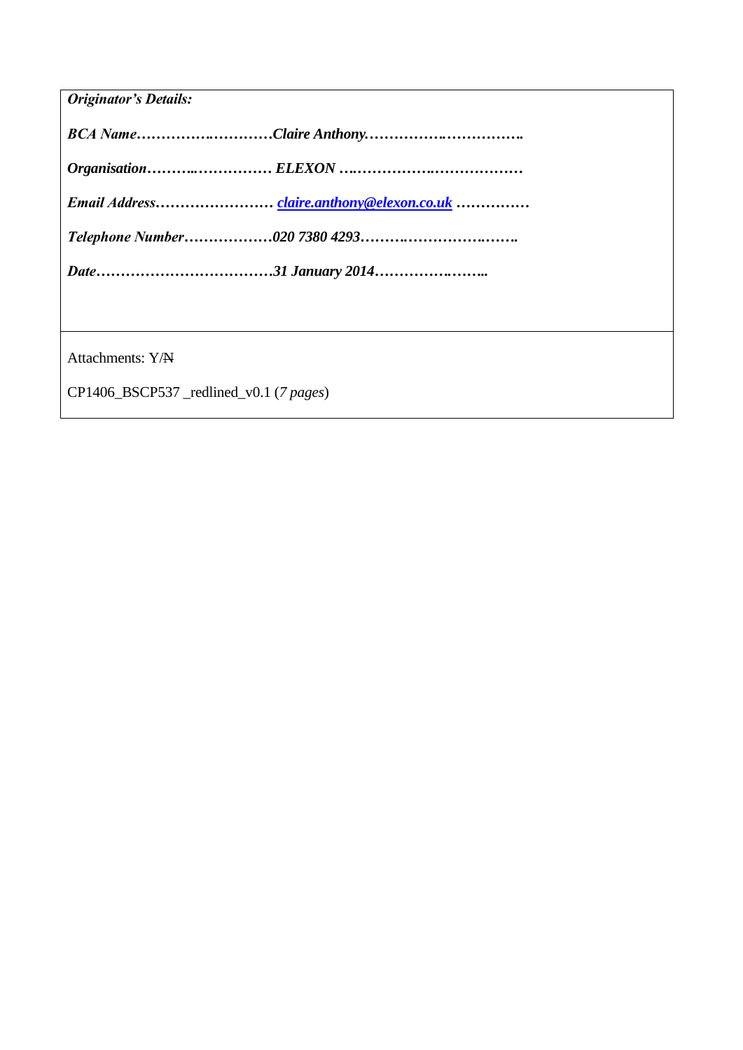***Originator's Details:***

***BCA Name…………….…………Claire Anthony.…………….…………….***

***Organisation………..…………… ELEXON ….…………….………………***

***Email Address…………………… [claire.anthony@elexon.co.uk](mailto:claire.anthony@elexon.co.uk) ……………***

***Telephone Number………………020 7380 4293………….…………….…….***

***Date……………………………….31 January 2014……………….……..***

Attachments: Y/~~N~~

CP1406_BSCP537 _redlined_v0.1 (*7 pages*)